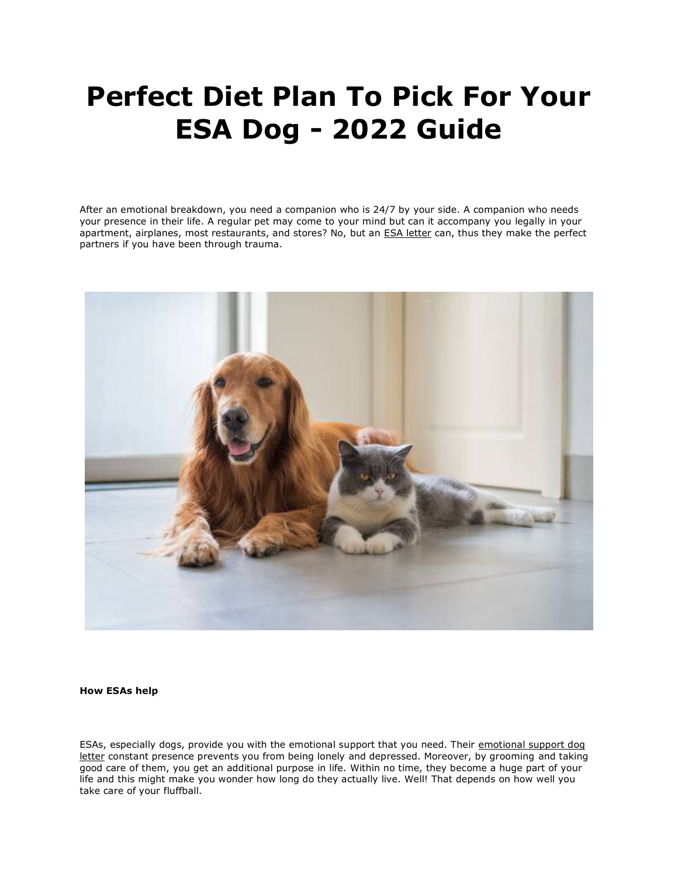# Perfect Diet Plan To Pick For Your ESA Dog - 2022 Guide

After an emotional breakdown, you need a companion who is 24/7 by your side. A companion who needs your presence in their life. A regular pet may come to your mind but can it accompany you legally in your apartment, airplanes, most restaurants, and stores? No, but an ESA letter can, thus they make the perfect partners if you have been through trauma.

**How ESAs help**

ESAs, especially dogs, provide you with the emotional support that you need. Their emotional support dog letter constant presence prevents you from being lonely and depressed. Moreover, by grooming and taking good care of them, you get an additional purpose in life. Within no time, they become a huge part of your life and this might make you wonder how long do they actually live. Well! That depends on how well you take care of your fluffball.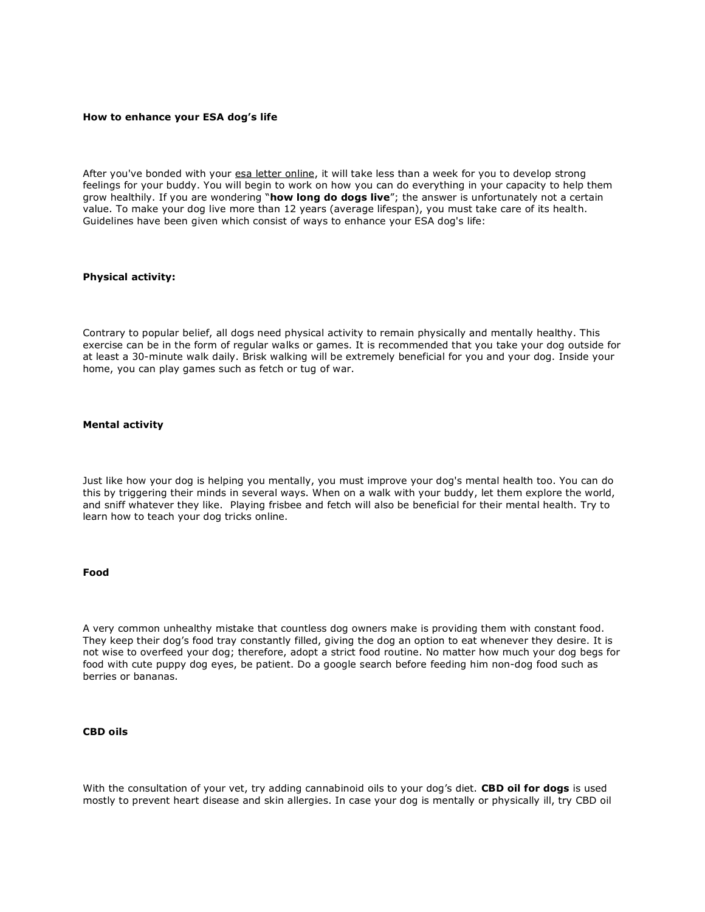**How to enhance your ESA dog's life**

After you've bonded with your esa letter online, it will take less than a week for you to develop strong feelings for your buddy. You will begin to work on how you can do everything in your capacity to help them grow healthily. If you are wondering "**how long do dogs live**"; the answer is unfortunately not a certain value. To make your dog live more than 12 years (average lifespan), you must take care of its health. Guidelines have been given which consist of ways to enhance your ESA dog's life:

**Physical activity:**

Contrary to popular belief, all dogs need physical activity to remain physically and mentally healthy. This exercise can be in the form of regular walks or games. It is recommended that you take your dog outside for at least a 30-minute walk daily. Brisk walking will be extremely beneficial for you and your dog. Inside your home, you can play games such as fetch or tug of war.

**Mental activity**

Just like how your dog is helping you mentally, you must improve your dog's mental health too. You can do this by triggering their minds in several ways. When on a walk with your buddy, let them explore the world, and sniff whatever they like. Playing frisbee and fetch will also be beneficial for their mental health. Try to learn how to teach your dog tricks online.

**Food**

A very common unhealthy mistake that countless dog owners make is providing them with constant food. They keep their dog's food tray constantly filled, giving the dog an option to eat whenever they desire. It is not wise to overfeed your dog; therefore, adopt a strict food routine. No matter how much your dog begs for food with cute puppy dog eyes, be patient. Do a google search before feeding him non-dog food such as berries or bananas.

**CBD oils**

With the consultation of your vet, try adding cannabinoid oils to your dog's diet. **CBD oil for dogs** is used mostly to prevent heart disease and skin allergies. In case your dog is mentally or physically ill, try CBD oil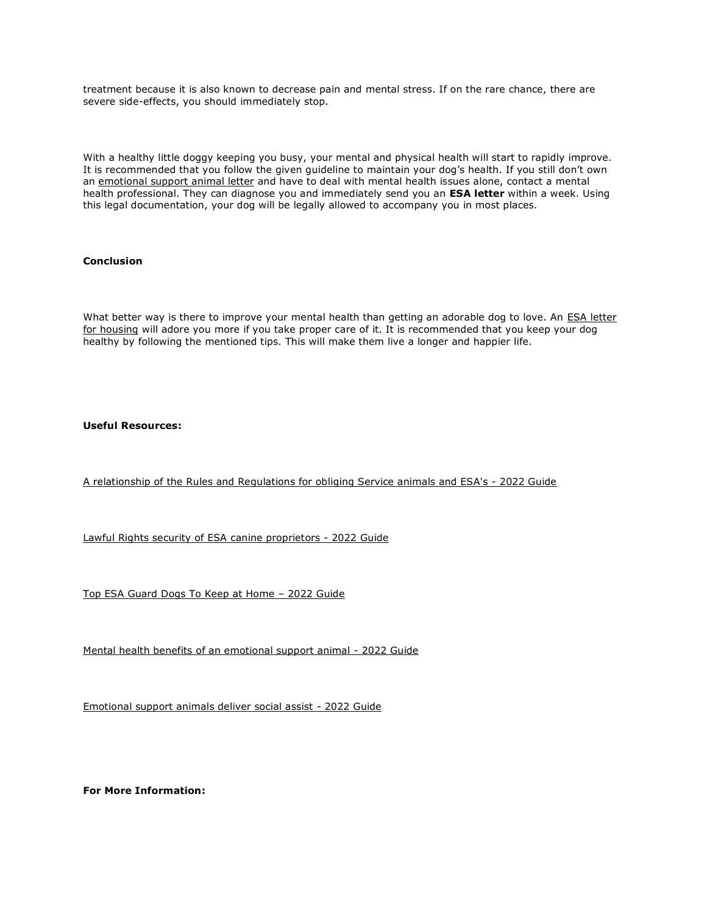treatment because it is also known to decrease pain and mental stress. If on the rare chance, there are severe side-effects, you should immediately stop.

With a healthy little doggy keeping you busy, your mental and physical health will start to rapidly improve. It is recommended that you follow the given guideline to maintain your dog's health. If you still don't own an emotional support animal letter and have to deal with mental health issues alone, contact a mental health professional. They can diagnose you and immediately send you an **ESA letter** within a week. Using this legal documentation, your dog will be legally allowed to accompany you in most places.

**Conclusion**

What better way is there to improve your mental health than getting an adorable dog to love. An ESA letter for housing will adore you more if you take proper care of it. It is recommended that you keep your dog healthy by following the mentioned tips. This will make them live a longer and happier life.

**Useful Resources:**

A relationship of the Rules and Regulations for obliging Service animals and ESA's - 2022 Guide

Lawful Rights security of ESA canine proprietors - 2022 Guide

Top ESA Guard Dogs To Keep at Home – 2022 Guide

Mental health benefits of an emotional support animal - 2022 Guide

Emotional support animals deliver social assist - 2022 Guide

**For More Information:**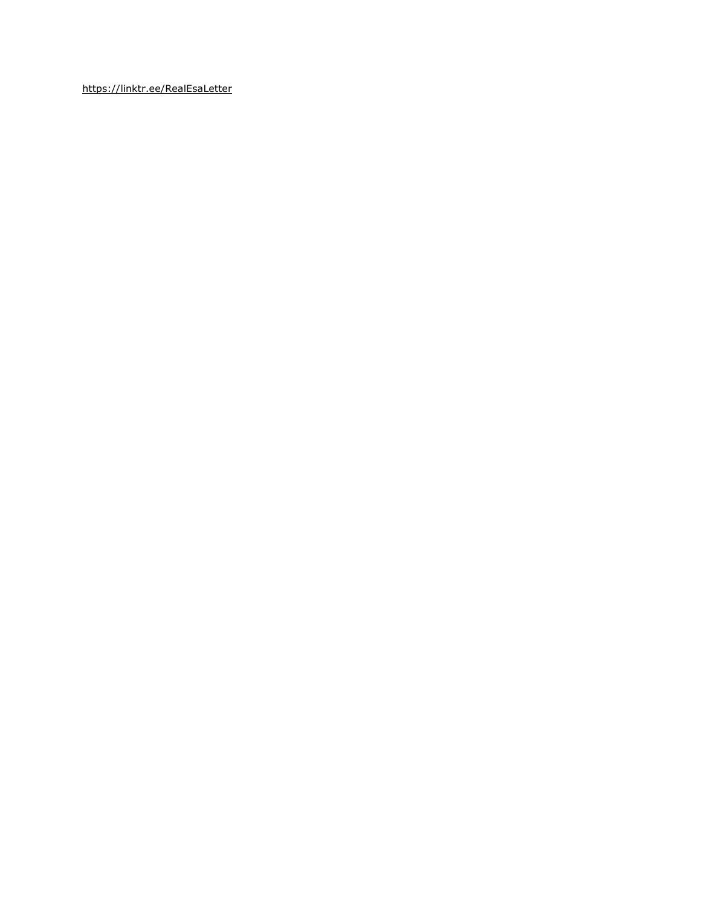https://linktr.ee/RealEsaLetter